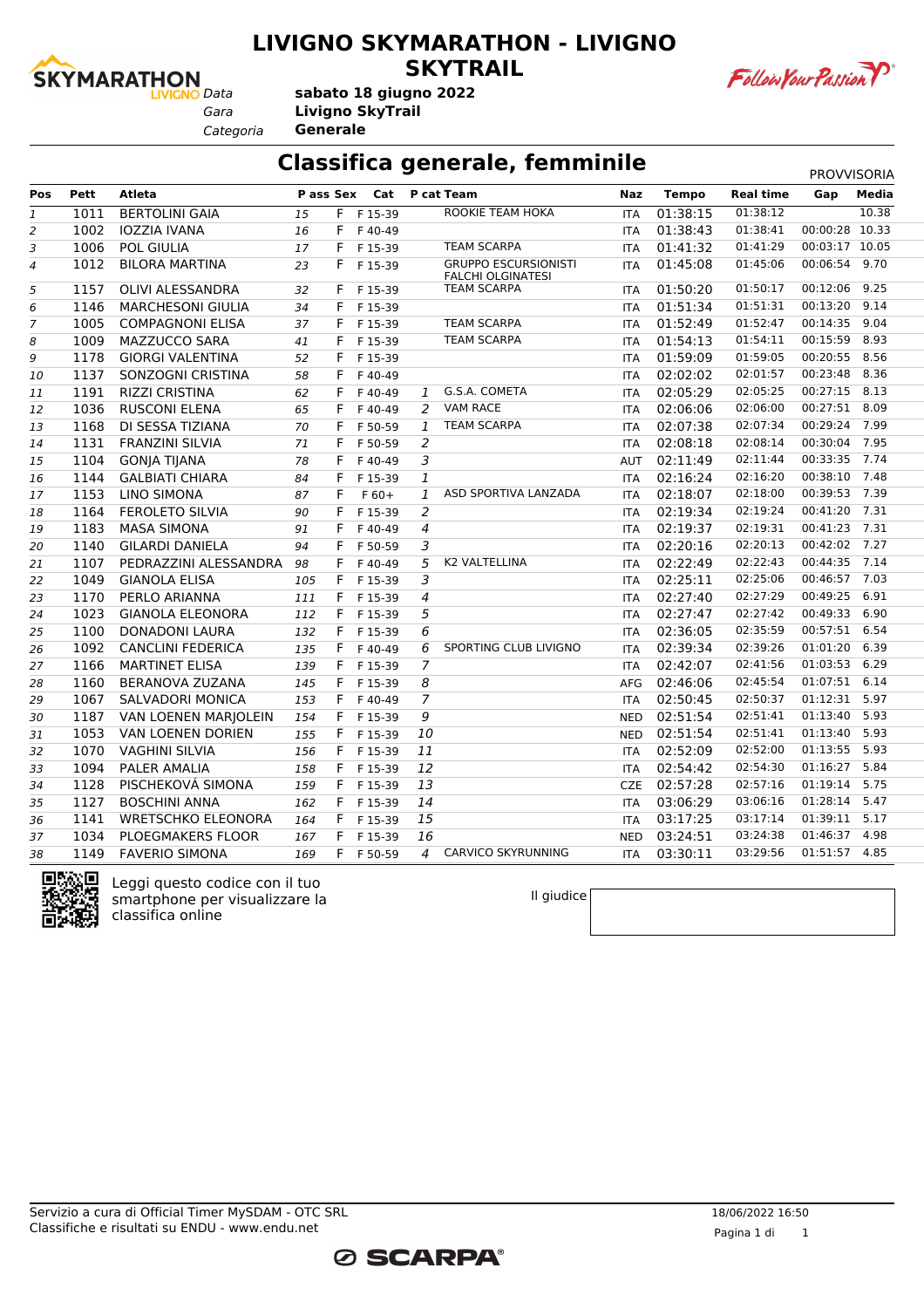# LIVIGNO SKYMARATHON - LIVIGNO SKYTRAIL

*Data* **sabato 18 giugno 2022**
*Gara* **Livigno SkyTrail**
*Categoria* **Generale**

## Classifica generale, femminile

PROVVISORIA

| Pos | Pett | Atleta | P ass | Sex | Cat | P cat | Team | Naz | Tempo | Real time | Gap | Media |
|---|---|---|---|---|---|---|---|---|---|---|---|---|
| 1 | 1011 | BERTOLINI GAIA | 15 | F | F 15-39 | | ROOKIE TEAM HOKA | ITA | 01:38:15 | 01:38:12 | | 10.38 |
| 2 | 1002 | IOZZIA IVANA | 16 | F | F 40-49 | | | ITA | 01:38:43 | 01:38:41 | 00:00:28 | 10.33 |
| 3 | 1006 | POL GIULIA | 17 | F | F 15-39 | | TEAM SCARPA | ITA | 01:41:32 | 01:41:29 | 00:03:17 | 10.05 |
| 4 | 1012 | BILORA MARTINA | 23 | F | F 15-39 | | GRUPPO ESCURSIONISTI FALCHI OLGINATESI | ITA | 01:45:08 | 01:45:06 | 00:06:54 | 9.70 |
| 5 | 1157 | OLIVI ALESSANDRA | 32 | F | F 15-39 | | TEAM SCARPA | ITA | 01:50:20 | 01:50:17 | 00:12:06 | 9.25 |
| 6 | 1146 | MARCHESONI GIULIA | 34 | F | F 15-39 | | | ITA | 01:51:34 | 01:51:31 | 00:13:20 | 9.14 |
| 7 | 1005 | COMPAGNONI ELISA | 37 | F | F 15-39 | | TEAM SCARPA | ITA | 01:52:49 | 01:52:47 | 00:14:35 | 9.04 |
| 8 | 1009 | MAZZUCCO SARA | 41 | F | F 15-39 | | TEAM SCARPA | ITA | 01:54:13 | 01:54:11 | 00:15:59 | 8.93 |
| 9 | 1178 | GIORGI VALENTINA | 52 | F | F 15-39 | | | ITA | 01:59:09 | 01:59:05 | 00:20:55 | 8.56 |
| 10 | 1137 | SONZOGNI CRISTINA | 58 | F | F 40-49 | | | ITA | 02:02:02 | 02:01:57 | 00:23:48 | 8.36 |
| 11 | 1191 | RIZZI CRISTINA | 62 | F | F 40-49 | 1 | G.S.A. COMETA | ITA | 02:05:29 | 02:05:25 | 00:27:15 | 8.13 |
| 12 | 1036 | RUSCONI ELENA | 65 | F | F 40-49 | 2 | VAM RACE | ITA | 02:06:06 | 02:06:00 | 00:27:51 | 8.09 |
| 13 | 1168 | DI SESSA TIZIANA | 70 | F | F 50-59 | 1 | TEAM SCARPA | ITA | 02:07:38 | 02:07:34 | 00:29:24 | 7.99 |
| 14 | 1131 | FRANZINI SILVIA | 71 | F | F 50-59 | 2 | | ITA | 02:08:18 | 02:08:14 | 00:30:04 | 7.95 |
| 15 | 1104 | GONJA TIJANA | 78 | F | F 40-49 | 3 | | AUT | 02:11:49 | 02:11:44 | 00:33:35 | 7.74 |
| 16 | 1144 | GALBIATI CHIARA | 84 | F | F 15-39 | 1 | | ITA | 02:16:24 | 02:16:20 | 00:38:10 | 7.48 |
| 17 | 1153 | LINO SIMONA | 87 | F | F 60+ | 1 | ASD SPORTIVA LANZADA | ITA | 02:18:07 | 02:18:00 | 00:39:53 | 7.39 |
| 18 | 1164 | FEROLETO SILVIA | 90 | F | F 15-39 | 2 | | ITA | 02:19:34 | 02:19:24 | 00:41:20 | 7.31 |
| 19 | 1183 | MASA SIMONA | 91 | F | F 40-49 | 4 | | ITA | 02:19:37 | 02:19:31 | 00:41:23 | 7.31 |
| 20 | 1140 | GILARDI DANIELA | 94 | F | F 50-59 | 3 | | ITA | 02:20:16 | 02:20:13 | 00:42:02 | 7.27 |
| 21 | 1107 | PEDRAZZINI ALESSANDRA | 98 | F | F 40-49 | 5 | K2 VALTELLINA | ITA | 02:22:49 | 02:22:43 | 00:44:35 | 7.14 |
| 22 | 1049 | GIANOLA ELISA | 105 | F | F 15-39 | 3 | | ITA | 02:25:11 | 02:25:06 | 00:46:57 | 7.03 |
| 23 | 1170 | PERLO ARIANNA | 111 | F | F 15-39 | 4 | | ITA | 02:27:40 | 02:27:29 | 00:49:25 | 6.91 |
| 24 | 1023 | GIANOLA ELEONORA | 112 | F | F 15-39 | 5 | | ITA | 02:27:47 | 02:27:42 | 00:49:33 | 6.90 |
| 25 | 1100 | DONADONI LAURA | 132 | F | F 15-39 | 6 | | ITA | 02:36:05 | 02:35:59 | 00:57:51 | 6.54 |
| 26 | 1092 | CANCLINI FEDERICA | 135 | F | F 40-49 | 6 | SPORTING CLUB LIVIGNO | ITA | 02:39:34 | 02:39:26 | 01:01:20 | 6.39 |
| 27 | 1166 | MARTINET ELISA | 139 | F | F 15-39 | 7 | | ITA | 02:42:07 | 02:41:56 | 01:03:53 | 6.29 |
| 28 | 1160 | BERANOVA ZUZANA | 145 | F | F 15-39 | 8 | | AFG | 02:46:06 | 02:45:54 | 01:07:51 | 6.14 |
| 29 | 1067 | SALVADORI MONICA | 153 | F | F 40-49 | 7 | | ITA | 02:50:45 | 02:50:37 | 01:12:31 | 5.97 |
| 30 | 1187 | VAN LOENEN MARJOLEIN | 154 | F | F 15-39 | 9 | | NED | 02:51:54 | 02:51:41 | 01:13:40 | 5.93 |
| 31 | 1053 | VAN LOENEN DORIEN | 155 | F | F 15-39 | 10 | | NED | 02:51:54 | 02:51:41 | 01:13:40 | 5.93 |
| 32 | 1070 | VAGHINI SILVIA | 156 | F | F 15-39 | 11 | | ITA | 02:52:09 | 02:52:00 | 01:13:55 | 5.93 |
| 33 | 1094 | PALER AMALIA | 158 | F | F 15-39 | 12 | | ITA | 02:54:42 | 02:54:30 | 01:16:27 | 5.84 |
| 34 | 1128 | PISCHEKOVÁ SIMONA | 159 | F | F 15-39 | 13 | | CZE | 02:57:28 | 02:57:16 | 01:19:14 | 5.75 |
| 35 | 1127 | BOSCHINI ANNA | 162 | F | F 15-39 | 14 | | ITA | 03:06:29 | 03:06:16 | 01:28:14 | 5.47 |
| 36 | 1141 | WRETSCHKO ELEONORA | 164 | F | F 15-39 | 15 | | ITA | 03:17:25 | 03:17:14 | 01:39:11 | 5.17 |
| 37 | 1034 | PLOEGMAKERS FLOOR | 167 | F | F 15-39 | 16 | | NED | 03:24:51 | 03:24:38 | 01:46:37 | 4.98 |
| 38 | 1149 | FAVERIO SIMONA | 169 | F | F 50-59 | 4 | CARVICO SKYRUNNING | ITA | 03:30:11 | 03:29:56 | 01:51:57 | 4.85 |

Leggi questo codice con il tuo smartphone per visualizzare la classifica online

Il giudice

Servizio a cura di Official Timer MySDAM - OTC SRL
Classifiche e risultati su ENDU - www.endu.net

18/06/2022 16:50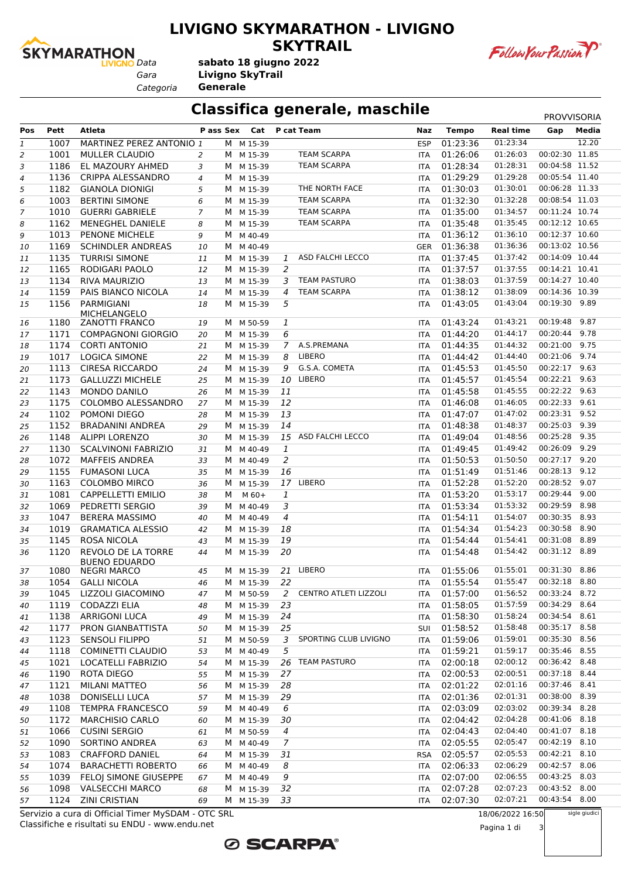# LIVIGNO SKYMARATHON - LIVIGNO SKYTRAIL

*Data* **sabato 18 giugno 2022**
*Gara* **Livigno SkyTrail**
*Categoria* **Generale**

## Classifica generale, maschile

PROVVISORIA

| Pos | Pett | Atleta | P ass | Sex | Cat | P cat | Team | Naz | Tempo | Real time | Gap | Media |
|---|---|---|---|---|---|---|---|---|---|---|---|---|
| 1 | 1007 | MARTINEZ PEREZ ANTONIO | 1 | M | M 15-39 | | | ESP | 01:23:36 | 01:23:34 | | 12.20 |
| 2 | 1001 | MULLER CLAUDIO | 2 | M | M 15-39 | | TEAM SCARPA | ITA | 01:26:06 | 01:26:03 | 00:02:30 | 11.85 |
| 3 | 1186 | EL MAZOURY AHMED | 3 | M | M 15-39 | | TEAM SCARPA | ITA | 01:28:34 | 01:28:31 | 00:04:58 | 11.52 |
| 4 | 1136 | CRIPPA ALESSANDRO | 4 | M | M 15-39 | | | ITA | 01:29:29 | 01:29:28 | 00:05:54 | 11.40 |
| 5 | 1182 | GIANOLA DIONIGI | 5 | M | M 15-39 | | THE NORTH FACE | ITA | 01:30:03 | 01:30:01 | 00:06:28 | 11.33 |
| 6 | 1003 | BERTINI SIMONE | 6 | M | M 15-39 | | TEAM SCARPA | ITA | 01:32:30 | 01:32:28 | 00:08:54 | 11.03 |
| 7 | 1010 | GUERRI GABRIELE | 7 | M | M 15-39 | | TEAM SCARPA | ITA | 01:35:00 | 01:34:57 | 00:11:24 | 10.74 |
| 8 | 1162 | MENEGHEL DANIELE | 8 | M | M 15-39 | | TEAM SCARPA | ITA | 01:35:48 | 01:35:45 | 00:12:12 | 10.65 |
| 9 | 1013 | PENONE MICHELE | 9 | M | M 40-49 | | | ITA | 01:36:12 | 01:36:10 | 00:12:37 | 10.60 |
| 10 | 1169 | SCHINDLER ANDREAS | 10 | M | M 40-49 | | | GER | 01:36:38 | 01:36:36 | 00:13:02 | 10.56 |
| 11 | 1135 | TURRISI SIMONE | 11 | M | M 15-39 | 1 | ASD FALCHI LECCO | ITA | 01:37:45 | 01:37:42 | 00:14:09 | 10.44 |
| 12 | 1165 | RODIGARI PAOLO | 12 | M | M 15-39 | 2 | | ITA | 01:37:57 | 01:37:55 | 00:14:21 | 10.41 |
| 13 | 1134 | RIVA MAURIZIO | 13 | M | M 15-39 | 3 | TEAM PASTURO | ITA | 01:38:03 | 01:37:59 | 00:14:27 | 10.40 |
| 14 | 1159 | PAIS BIANCO NICOLA | 14 | M | M 15-39 | 4 | TEAM SCARPA | ITA | 01:38:12 | 01:38:09 | 00:14:36 | 10.39 |
| 15 | 1156 | PARMIGIANI MICHELANGELO | 18 | M | M 15-39 | 5 | | ITA | 01:43:05 | 01:43:04 | 00:19:30 | 9.89 |
| 16 | 1180 | ZANOTTI FRANCO | 19 | M | M 50-59 | 1 | | ITA | 01:43:24 | 01:43:21 | 00:19:48 | 9.87 |
| 17 | 1171 | COMPAGNONI GIORGIO | 20 | M | M 15-39 | 6 | | ITA | 01:44:20 | 01:44:17 | 00:20:44 | 9.78 |
| 18 | 1174 | CORTI ANTONIO | 21 | M | M 15-39 | 7 | A.S.PREMANA | ITA | 01:44:35 | 01:44:32 | 00:21:00 | 9.75 |
| 19 | 1017 | LOGICA SIMONE | 22 | M | M 15-39 | 8 | LIBERO | ITA | 01:44:42 | 01:44:40 | 00:21:06 | 9.74 |
| 20 | 1113 | CIRESA RICCARDO | 24 | M | M 15-39 | 9 | G.S.A. COMETA | ITA | 01:45:53 | 01:45:50 | 00:22:17 | 9.63 |
| 21 | 1173 | GALLUZZI MICHELE | 25 | M | M 15-39 | 10 | LIBERO | ITA | 01:45:57 | 01:45:54 | 00:22:21 | 9.63 |
| 22 | 1143 | MONDO DANILO | 26 | M | M 15-39 | 11 | | ITA | 01:45:58 | 01:45:55 | 00:22:22 | 9.63 |
| 23 | 1175 | COLOMBO ALESSANDRO | 27 | M | M 15-39 | 12 | | ITA | 01:46:08 | 01:46:05 | 00:22:33 | 9.61 |
| 24 | 1102 | POMONI DIEGO | 28 | M | M 15-39 | 13 | | ITA | 01:47:07 | 01:47:02 | 00:23:31 | 9.52 |
| 25 | 1152 | BRADANINI ANDREA | 29 | M | M 15-39 | 14 | | ITA | 01:48:38 | 01:48:37 | 00:25:03 | 9.39 |
| 26 | 1148 | ALIPPI LORENZO | 30 | M | M 15-39 | 15 | ASD FALCHI LECCO | ITA | 01:49:04 | 01:48:56 | 00:25:28 | 9.35 |
| 27 | 1130 | SCALVINONI FABRIZIO | 31 | M | M 40-49 | 1 | | ITA | 01:49:45 | 01:49:42 | 00:26:09 | 9.29 |
| 28 | 1072 | MAFFEIS ANDREA | 33 | M | M 40-49 | 2 | | ITA | 01:50:53 | 01:50:50 | 00:27:17 | 9.20 |
| 29 | 1155 | FUMASONI LUCA | 35 | M | M 15-39 | 16 | | ITA | 01:51:49 | 01:51:46 | 00:28:13 | 9.12 |
| 30 | 1163 | COLOMBO MIRCO | 36 | M | M 15-39 | 17 | LIBERO | ITA | 01:52:28 | 01:52:20 | 00:28:52 | 9.07 |
| 31 | 1081 | CAPPELLETTI EMILIO | 38 | M | M 60+ | 1 | | ITA | 01:53:20 | 01:53:17 | 00:29:44 | 9.00 |
| 32 | 1069 | PEDRETTI SERGIO | 39 | M | M 40-49 | 3 | | ITA | 01:53:34 | 01:53:32 | 00:29:59 | 8.98 |
| 33 | 1047 | BERERA MASSIMO | 40 | M | M 40-49 | 4 | | ITA | 01:54:11 | 01:54:07 | 00:30:35 | 8.93 |
| 34 | 1019 | GRAMATICA ALESSIO | 42 | M | M 15-39 | 18 | | ITA | 01:54:34 | 01:54:23 | 00:30:58 | 8.90 |
| 35 | 1145 | ROSA NICOLA | 43 | M | M 15-39 | 19 | | ITA | 01:54:44 | 01:54:41 | 00:31:08 | 8.89 |
| 36 | 1120 | REVOLO DE LA TORRE BUENO EDUARDO | 44 | M | M 15-39 | 20 | | ITA | 01:54:48 | 01:54:42 | 00:31:12 | 8.89 |
| 37 | 1080 | NEGRI MARCO | 45 | M | M 15-39 | 21 | LIBERO | ITA | 01:55:06 | 01:55:01 | 00:31:30 | 8.86 |
| 38 | 1054 | GALLI NICOLA | 46 | M | M 15-39 | 22 | | ITA | 01:55:54 | 01:55:47 | 00:32:18 | 8.80 |
| 39 | 1045 | LIZZOLI GIACOMINO | 47 | M | M 50-59 | 2 | CENTRO ATLETI LIZZOLI | ITA | 01:57:00 | 01:56:52 | 00:33:24 | 8.72 |
| 40 | 1119 | CODAZZI ELIA | 48 | M | M 15-39 | 23 | | ITA | 01:58:05 | 01:57:59 | 00:34:29 | 8.64 |
| 41 | 1138 | ARRIGONI LUCA | 49 | M | M 15-39 | 24 | | ITA | 01:58:30 | 01:58:24 | 00:34:54 | 8.61 |
| 42 | 1177 | PRON GIANBATTISTA | 50 | M | M 15-39 | 25 | | SUI | 01:58:52 | 01:58:48 | 00:35:17 | 8.58 |
| 43 | 1123 | SENSOLI FILIPPO | 51 | M | M 50-59 | 3 | SPORTING CLUB LIVIGNO | ITA | 01:59:06 | 01:59:01 | 00:35:30 | 8.56 |
| 44 | 1118 | COMINETTI CLAUDIO | 53 | M | M 40-49 | 5 | | ITA | 01:59:21 | 01:59:17 | 00:35:46 | 8.55 |
| 45 | 1021 | LOCATELLI FABRIZIO | 54 | M | M 15-39 | 26 | TEAM PASTURO | ITA | 02:00:18 | 02:00:12 | 00:36:42 | 8.48 |
| 46 | 1190 | ROTA DIEGO | 55 | M | M 15-39 | 27 | | ITA | 02:00:53 | 02:00:51 | 00:37:18 | 8.44 |
| 47 | 1121 | MILANI MATTEO | 56 | M | M 15-39 | 28 | | ITA | 02:01:22 | 02:01:16 | 00:37:46 | 8.41 |
| 48 | 1038 | DONISELLI LUCA | 57 | M | M 15-39 | 29 | | ITA | 02:01:36 | 02:01:31 | 00:38:00 | 8.39 |
| 49 | 1108 | TEMPRA FRANCESCO | 59 | M | M 40-49 | 6 | | ITA | 02:03:09 | 02:03:02 | 00:39:34 | 8.28 |
| 50 | 1172 | MARCHISIO CARLO | 60 | M | M 15-39 | 30 | | ITA | 02:04:42 | 02:04:28 | 00:41:06 | 8.18 |
| 51 | 1066 | CUSINI SERGIO | 61 | M | M 50-59 | 4 | | ITA | 02:04:43 | 02:04:40 | 00:41:07 | 8.18 |
| 52 | 1090 | SORTINO ANDREA | 63 | M | M 40-49 | 7 | | ITA | 02:05:55 | 02:05:47 | 00:42:19 | 8.10 |
| 53 | 1083 | CRAFFORD DANIEL | 64 | M | M 15-39 | 31 | | RSA | 02:05:57 | 02:05:53 | 00:42:21 | 8.10 |
| 54 | 1074 | BARACHETTI ROBERTO | 66 | M | M 40-49 | 8 | | ITA | 02:06:33 | 02:06:29 | 00:42:57 | 8.06 |
| 55 | 1039 | FELOJ SIMONE GIUSEPPE | 67 | M | M 40-49 | 9 | | ITA | 02:07:00 | 02:06:55 | 00:43:25 | 8.03 |
| 56 | 1098 | VALSECCHI MARCO | 68 | M | M 15-39 | 32 | | ITA | 02:07:28 | 02:07:23 | 00:43:52 | 8.00 |
| 57 | 1124 | ZINI CRISTIAN | 69 | M | M 15-39 | 33 | | ITA | 02:07:30 | 02:07:21 | 00:43:54 | 8.00 |

Servizio a cura di Official Timer MySDAM - OTC SRL
Classifiche e risultati su ENDU - www.endu.net

18/06/2022 16:50

sigle giudici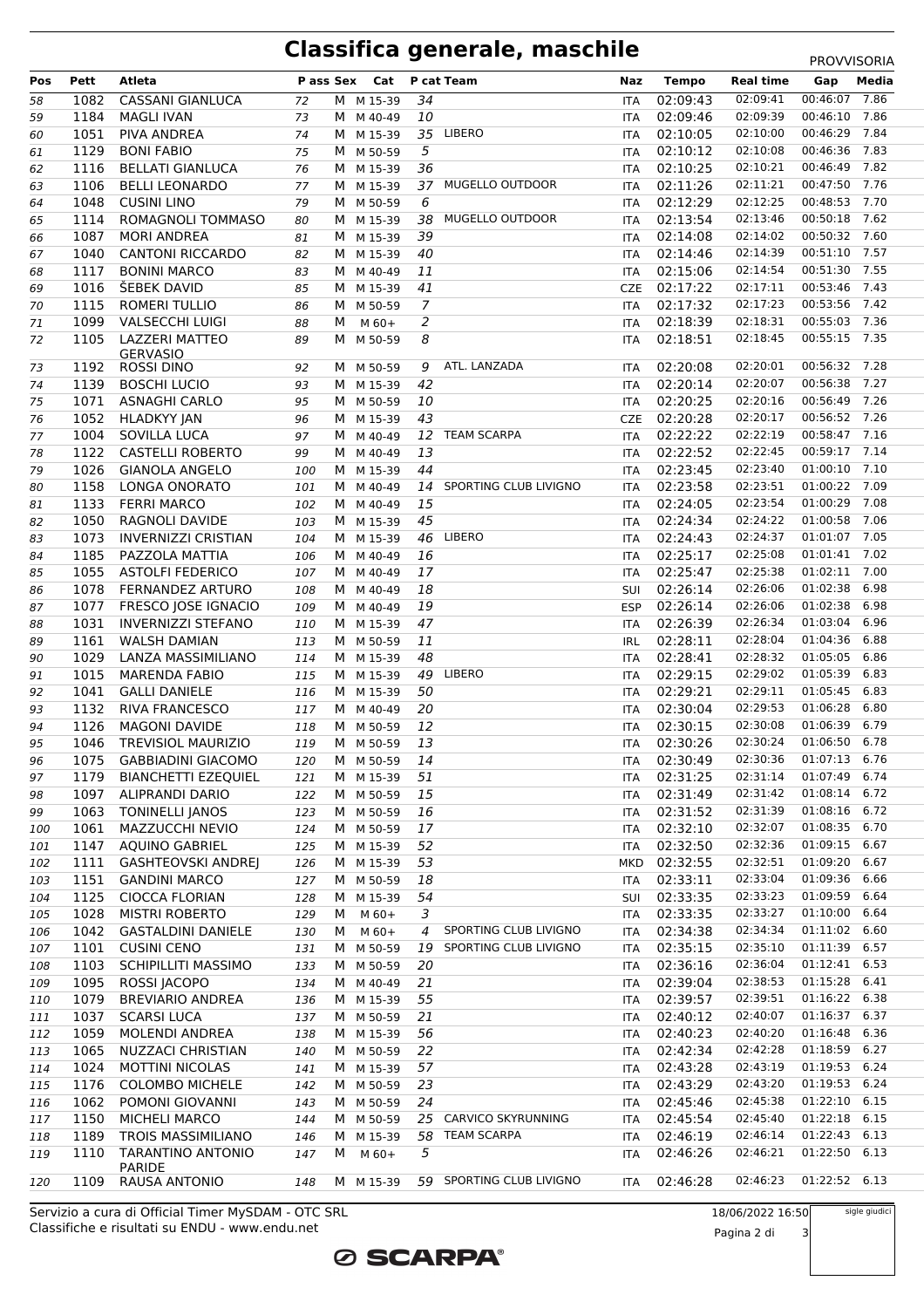# Classifica generale, maschile

PROVVISORIA

| Pos | Pett | Atleta | P ass | Sex | Cat | P cat | Team | Naz | Tempo | Real time | Gap | Media |
|---|---|---|---|---|---|---|---|---|---|---|---|---|
| 58 | 1082 | CASSANI GIANLUCA | 72 | M | M 15-39 | 34 | | ITA | 02:09:43 | 02:09:41 | 00:46:07 | 7.86 |
| 59 | 1184 | MAGLI IVAN | 73 | M | M 40-49 | 10 | | ITA | 02:09:46 | 02:09:39 | 00:46:10 | 7.86 |
| 60 | 1051 | PIVA ANDREA | 74 | M | M 15-39 | 35 | LIBERO | ITA | 02:10:05 | 02:10:00 | 00:46:29 | 7.84 |
| 61 | 1129 | BONI FABIO | 75 | M | M 50-59 | 5 | | ITA | 02:10:12 | 02:10:08 | 00:46:36 | 7.83 |
| 62 | 1116 | BELLATI GIANLUCA | 76 | M | M 15-39 | 36 | | ITA | 02:10:25 | 02:10:21 | 00:46:49 | 7.82 |
| 63 | 1106 | BELLI LEONARDO | 77 | M | M 15-39 | 37 | MUGELLO OUTDOOR | ITA | 02:11:26 | 02:11:21 | 00:47:50 | 7.76 |
| 64 | 1048 | CUSINI LINO | 79 | M | M 50-59 | 6 | | ITA | 02:12:29 | 02:12:25 | 00:48:53 | 7.70 |
| 65 | 1114 | ROMAGNOLI TOMMASO | 80 | M | M 15-39 | 38 | MUGELLO OUTDOOR | ITA | 02:13:54 | 02:13:46 | 00:50:18 | 7.62 |
| 66 | 1087 | MORI ANDREA | 81 | M | M 15-39 | 39 | | ITA | 02:14:08 | 02:14:02 | 00:50:32 | 7.60 |
| 67 | 1040 | CANTONI RICCARDO | 82 | M | M 15-39 | 40 | | ITA | 02:14:46 | 02:14:39 | 00:51:10 | 7.57 |
| 68 | 1117 | BONINI MARCO | 83 | M | M 40-49 | 11 | | ITA | 02:15:06 | 02:14:54 | 00:51:30 | 7.55 |
| 69 | 1016 | ŠEBEK DAVID | 85 | M | M 15-39 | 41 | | CZE | 02:17:22 | 02:17:11 | 00:53:46 | 7.43 |
| 70 | 1115 | ROMERI TULLIO | 86 | M | M 50-59 | 7 | | ITA | 02:17:32 | 02:17:23 | 00:53:56 | 7.42 |
| 71 | 1099 | VALSECCHI LUIGI | 88 | M | M 60+ | 2 | | ITA | 02:18:39 | 02:18:31 | 00:55:03 | 7.36 |
| 72 | 1105 | LAZZERI MATTEO GERVASIO | 89 | M | M 50-59 | 8 | | ITA | 02:18:51 | 02:18:45 | 00:55:15 | 7.35 |
| 73 | 1192 | ROSSI DINO | 92 | M | M 50-59 | 9 | ATL. LANZADA | ITA | 02:20:08 | 02:20:01 | 00:56:32 | 7.28 |
| 74 | 1139 | BOSCHI LUCIO | 93 | M | M 15-39 | 42 | | ITA | 02:20:14 | 02:20:07 | 00:56:38 | 7.27 |
| 75 | 1071 | ASNAGHI CARLO | 95 | M | M 50-59 | 10 | | ITA | 02:20:25 | 02:20:16 | 00:56:49 | 7.26 |
| 76 | 1052 | HLADKYY JAN | 96 | M | M 15-39 | 43 | | CZE | 02:20:28 | 02:20:17 | 00:56:52 | 7.26 |
| 77 | 1004 | SOVILLA LUCA | 97 | M | M 40-49 | 12 | TEAM SCARPA | ITA | 02:22:22 | 02:22:19 | 00:58:47 | 7.16 |
| 78 | 1122 | CASTELLI ROBERTO | 99 | M | M 40-49 | 13 | | ITA | 02:22:52 | 02:22:45 | 00:59:17 | 7.14 |
| 79 | 1026 | GIANOLA ANGELO | 100 | M | M 15-39 | 44 | | ITA | 02:23:45 | 02:23:40 | 01:00:10 | 7.10 |
| 80 | 1158 | LONGA ONORATO | 101 | M | M 40-49 | 14 | SPORTING CLUB LIVIGNO | ITA | 02:23:58 | 02:23:51 | 01:00:22 | 7.09 |
| 81 | 1133 | FERRI MARCO | 102 | M | M 40-49 | 15 | | ITA | 02:24:05 | 02:23:54 | 01:00:29 | 7.08 |
| 82 | 1050 | RAGNOLI DAVIDE | 103 | M | M 15-39 | 45 | | ITA | 02:24:34 | 02:24:22 | 01:00:58 | 7.06 |
| 83 | 1073 | INVERNIZZI CRISTIAN | 104 | M | M 15-39 | 46 | LIBERO | ITA | 02:24:43 | 02:24:37 | 01:01:07 | 7.05 |
| 84 | 1185 | PAZZOLA MATTIA | 106 | M | M 40-49 | 16 | | ITA | 02:25:17 | 02:25:08 | 01:01:41 | 7.02 |
| 85 | 1055 | ASTOLFI FEDERICO | 107 | M | M 40-49 | 17 | | ITA | 02:25:47 | 02:25:38 | 01:02:11 | 7.00 |
| 86 | 1078 | FERNANDEZ ARTURO | 108 | M | M 40-49 | 18 | | SUI | 02:26:14 | 02:26:06 | 01:02:38 | 6.98 |
| 87 | 1077 | FRESCO JOSE IGNACIO | 109 | M | M 40-49 | 19 | | ESP | 02:26:14 | 02:26:06 | 01:02:38 | 6.98 |
| 88 | 1031 | INVERNIZZI STEFANO | 110 | M | M 15-39 | 47 | | ITA | 02:26:39 | 02:26:34 | 01:03:04 | 6.96 |
| 89 | 1161 | WALSH DAMIAN | 113 | M | M 50-59 | 11 | | IRL | 02:28:11 | 02:28:04 | 01:04:36 | 6.88 |
| 90 | 1029 | LANZA MASSIMILIANO | 114 | M | M 15-39 | 48 | | ITA | 02:28:41 | 02:28:32 | 01:05:05 | 6.86 |
| 91 | 1015 | MARENDA FABIO | 115 | M | M 15-39 | 49 | LIBERO | ITA | 02:29:15 | 02:29:02 | 01:05:39 | 6.83 |
| 92 | 1041 | GALLI DANIELE | 116 | M | M 15-39 | 50 | | ITA | 02:29:21 | 02:29:11 | 01:05:45 | 6.83 |
| 93 | 1132 | RIVA FRANCESCO | 117 | M | M 40-49 | 20 | | ITA | 02:30:04 | 02:29:53 | 01:06:28 | 6.80 |
| 94 | 1126 | MAGONI DAVIDE | 118 | M | M 50-59 | 12 | | ITA | 02:30:15 | 02:30:08 | 01:06:39 | 6.79 |
| 95 | 1046 | TREVISIOL MAURIZIO | 119 | M | M 50-59 | 13 | | ITA | 02:30:26 | 02:30:24 | 01:06:50 | 6.78 |
| 96 | 1075 | GABBIADINI GIACOMO | 120 | M | M 50-59 | 14 | | ITA | 02:30:49 | 02:30:36 | 01:07:13 | 6.76 |
| 97 | 1179 | BIANCHETTI EZEQUIEL | 121 | M | M 15-39 | 51 | | ITA | 02:31:25 | 02:31:14 | 01:07:49 | 6.74 |
| 98 | 1097 | ALIPRANDI DARIO | 122 | M | M 50-59 | 15 | | ITA | 02:31:49 | 02:31:42 | 01:08:14 | 6.72 |
| 99 | 1063 | TONINELLI JANOS | 123 | M | M 50-59 | 16 | | ITA | 02:31:52 | 02:31:39 | 01:08:16 | 6.72 |
| 100 | 1061 | MAZZUCCHI NEVIO | 124 | M | M 50-59 | 17 | | ITA | 02:32:10 | 02:32:07 | 01:08:35 | 6.70 |
| 101 | 1147 | AQUINO GABRIEL | 125 | M | M 15-39 | 52 | | ITA | 02:32:50 | 02:32:36 | 01:09:15 | 6.67 |
| 102 | 1111 | GASHTEOVSKI ANDREJ | 126 | M | M 15-39 | 53 | | MKD | 02:32:55 | 02:32:51 | 01:09:20 | 6.67 |
| 103 | 1151 | GANDINI MARCO | 127 | M | M 50-59 | 18 | | ITA | 02:33:11 | 02:33:04 | 01:09:36 | 6.66 |
| 104 | 1125 | CIOCCA FLORIAN | 128 | M | M 15-39 | 54 | | SUI | 02:33:35 | 02:33:23 | 01:09:59 | 6.64 |
| 105 | 1028 | MISTRI ROBERTO | 129 | M | M 60+ | 3 | | ITA | 02:33:35 | 02:33:27 | 01:10:00 | 6.64 |
| 106 | 1042 | GASTALDI DANIELE | 130 | M | M 60+ | 4 | SPORTING CLUB LIVIGNO | ITA | 02:34:38 | 02:34:34 | 01:11:02 | 6.60 |
| 107 | 1101 | CUSINI CENO | 131 | M | M 50-59 | 19 | SPORTING CLUB LIVIGNO | ITA | 02:35:15 | 02:35:10 | 01:11:39 | 6.57 |
| 108 | 1103 | SCHIPILLITI MASSIMO | 133 | M | M 50-59 | 20 | | ITA | 02:36:16 | 02:36:04 | 01:12:41 | 6.53 |
| 109 | 1095 | ROSSI JACOPO | 134 | M | M 40-49 | 21 | | ITA | 02:39:04 | 02:38:53 | 01:15:28 | 6.41 |
| 110 | 1079 | BREVIARIO ANDREA | 136 | M | M 15-39 | 55 | | ITA | 02:39:57 | 02:39:51 | 01:16:22 | 6.38 |
| 111 | 1037 | SCARSI LUCA | 137 | M | M 50-59 | 21 | | ITA | 02:40:12 | 02:40:07 | 01:16:37 | 6.37 |
| 112 | 1059 | MOLENDI ANDREA | 138 | M | M 15-39 | 56 | | ITA | 02:40:23 | 02:40:20 | 01:16:48 | 6.36 |
| 113 | 1065 | NUZZACI CHRISTIAN | 140 | M | M 50-59 | 22 | | ITA | 02:42:34 | 02:42:28 | 01:18:59 | 6.27 |
| 114 | 1024 | MOTTINI NICOLAS | 141 | M | M 15-39 | 57 | | ITA | 02:43:28 | 02:43:19 | 01:19:53 | 6.24 |
| 115 | 1176 | COLOMBO MICHELE | 142 | M | M 50-59 | 23 | | ITA | 02:43:29 | 02:43:20 | 01:19:53 | 6.24 |
| 116 | 1062 | POMONI GIOVANNI | 143 | M | M 50-59 | 24 | | ITA | 02:45:46 | 02:45:38 | 01:22:10 | 6.15 |
| 117 | 1150 | MICHELI MARCO | 144 | M | M 50-59 | 25 | CARVICO SKYRUNNING | ITA | 02:45:54 | 02:45:40 | 01:22:18 | 6.15 |
| 118 | 1189 | TROIS MASSIMILIANO | 146 | M | M 15-39 | 58 | TEAM SCARPA | ITA | 02:46:19 | 02:46:14 | 01:22:43 | 6.13 |
| 119 | 1110 | TARANTINO ANTONIO PARIDE | 147 | M | M 60+ | 5 | | ITA | 02:46:26 | 02:46:21 | 01:22:50 | 6.13 |
| 120 | 1109 | RAUSA ANTONIO | 148 | M | M 15-39 | 59 | SPORTING CLUB LIVIGNO | ITA | 02:46:28 | 02:46:23 | 01:22:52 | 6.13 |

Servizio a cura di Official Timer MySDAM - OTC SRL
Classifiche e risultati su ENDU - www.endu.net

18/06/2022 16:50

sigle giudici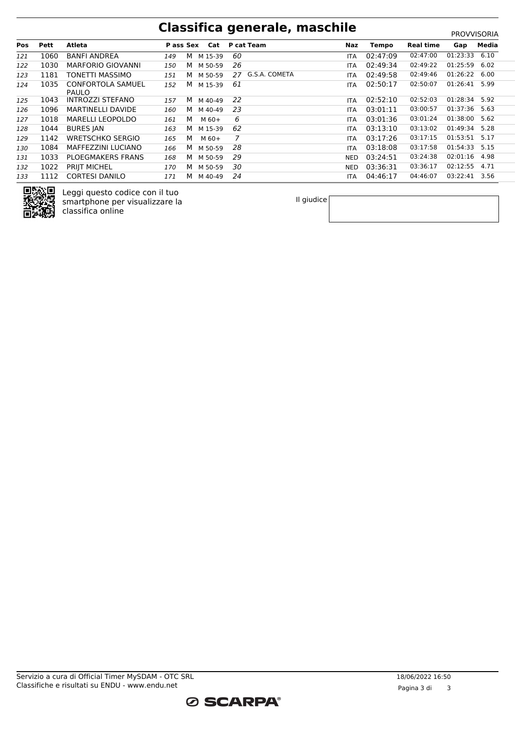# Classifica generale, maschile

PROVVISORIA

| Pos | Pett | Atleta | P ass | Sex | Cat | P cat | Team | Naz | Tempo | Real time | Gap | Media |
|---|---|---|---|---|---|---|---|---|---|---|---|---|
| 121 | 1060 | BANFI ANDREA | 149 | M | M 15-39 | 60 | | ITA | 02:47:09 | 02:47:00 | 01:23:33 | 6.10 |
| 122 | 1030 | MARFORIO GIOVANNI | 150 | M | M 50-59 | 26 | | ITA | 02:49:34 | 02:49:22 | 01:25:59 | 6.02 |
| 123 | 1181 | TONETTI MASSIMO | 151 | M | M 50-59 | 27 | G.S.A. COMETA | ITA | 02:49:58 | 02:49:46 | 01:26:22 | 6.00 |
| 124 | 1035 | CONFORTOLA SAMUEL PAULO | 152 | M | M 15-39 | 61 | | ITA | 02:50:17 | 02:50:07 | 01:26:41 | 5.99 |
| 125 | 1043 | INTROZZI STEFANO | 157 | M | M 40-49 | 22 | | ITA | 02:52:10 | 02:52:03 | 01:28:34 | 5.92 |
| 126 | 1096 | MARTINELLI DAVIDE | 160 | M | M 40-49 | 23 | | ITA | 03:01:11 | 03:00:57 | 01:37:36 | 5.63 |
| 127 | 1018 | MARELLI LEOPOLDO | 161 | M | M 60+ | 6 | | ITA | 03:01:36 | 03:01:24 | 01:38:00 | 5.62 |
| 128 | 1044 | BURES JAN | 163 | M | M 15-39 | 62 | | ITA | 03:13:10 | 03:13:02 | 01:49:34 | 5.28 |
| 129 | 1142 | WRETSCHKO SERGIO | 165 | M | M 60+ | 7 | | ITA | 03:17:26 | 03:17:15 | 01:53:51 | 5.17 |
| 130 | 1084 | MAFFEZZINI LUCIANO | 166 | M | M 50-59 | 28 | | ITA | 03:18:08 | 03:17:58 | 01:54:33 | 5.15 |
| 131 | 1033 | PLOEGMAKERS FRANS | 168 | M | M 50-59 | 29 | | NED | 03:24:51 | 03:24:38 | 02:01:16 | 4.98 |
| 132 | 1022 | PRIJT MICHEL | 170 | M | M 50-59 | 30 | | NED | 03:36:31 | 03:36:17 | 02:12:55 | 4.71 |
| 133 | 1112 | CORTESI DANILO | 171 | M | M 40-49 | 24 | | ITA | 04:46:17 | 04:46:07 | 03:22:41 | 3.56 |

Leggi questo codice con il tuo smartphone per visualizzare la classifica online

Il giudice

Servizio a cura di Official Timer MySDAM - OTC SRL
Classifiche e risultati su ENDU - www.endu.net

18/06/2022 16:50